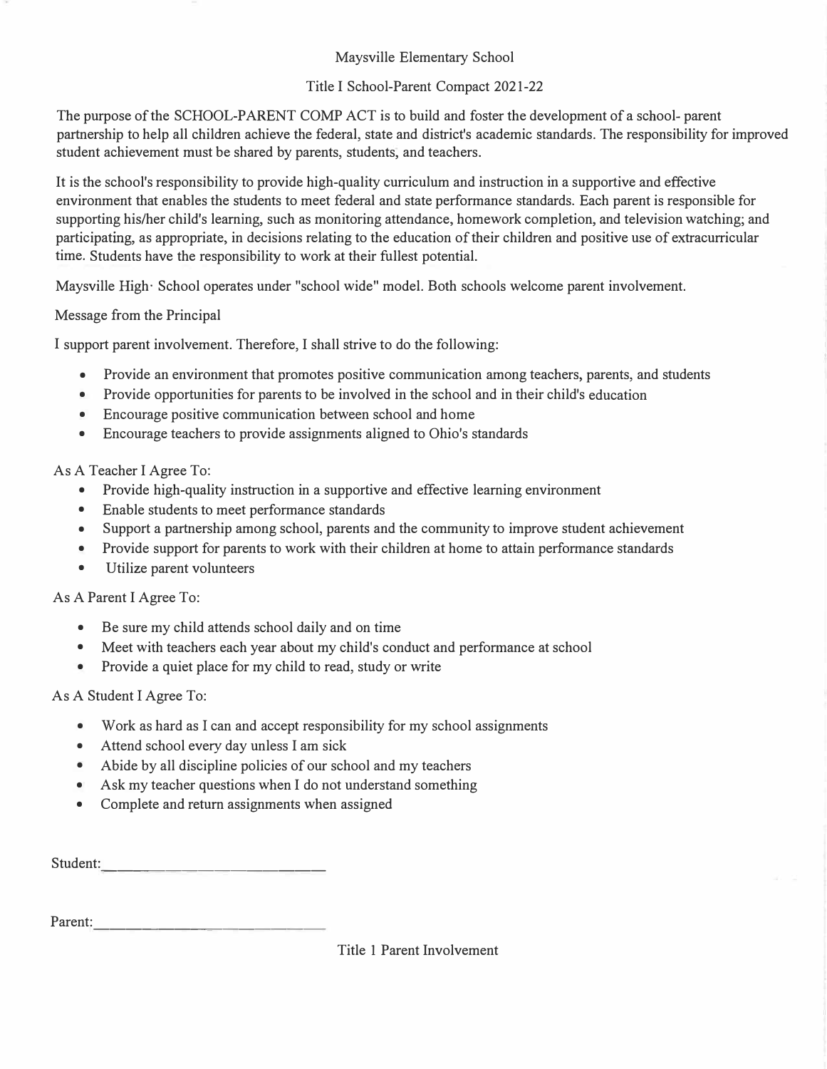# Maysville Elementary School

## Title I School-Parent Compact 2021-22

The purpose of the SCHOOL-PARENT COMP ACT is to build and foster the development of a school- parent partnership to help all children achieve the federal, state and district's academic standards. The responsibility for improved student achievement must be shared by parents, students, and teachers.

It is the school's responsibility to provide high-quality curriculum and instruction in a supportive and effective environment that enables the students to meet federal and state performance standards. Each parent is responsible for supporting his/her child's learning, such as monitoring attendance, homework completion, and television watching; and participating, as appropriate, in decisions relating to the education of their children and positive use of extracurricular time. Students have the responsibility to work at their fullest potential.

Maysville High· School operates under "school wide" model. Both schools welcome parent involvement.

Message from the Principal

I support parent involvement. Therefore, I shall strive to do the following:

- Provide an environment that promotes positive communication among teachers, parents, and students
- Provide opportunities for parents to be involved in the school and in their child's education
- Encourage positive communication between school and home
- Encourage teachers to provide assignments aligned to Ohio's standards

As A Teacher I Agree To:

- Provide high-quality instruction in a supportive and effective learning environment
- Enable students to meet performance standards
- Support a partnership among school, parents and the community to improve student achievement
- Provide support for parents to work with their children at home to attain performance standards
- Utilize parent volunteers

As A Parent I Agree To:

- Be sure my child attends school daily and on time
- Meet with teachers each year about my child's conduct and performance at school
- Provide a quiet place for my child to read, study or write

As A Student I Agree To:

- Work as hard as I can and accept responsibility for my school assignments
- Attend school every day unless I am sick
- Abide by all discipline policies of our school and my teachers
- Ask my teacher questions when I do not understand something
- Complete and return assignments when assigned

Student:______________________________

Parent:________________________________

Title 1 Parent Involvement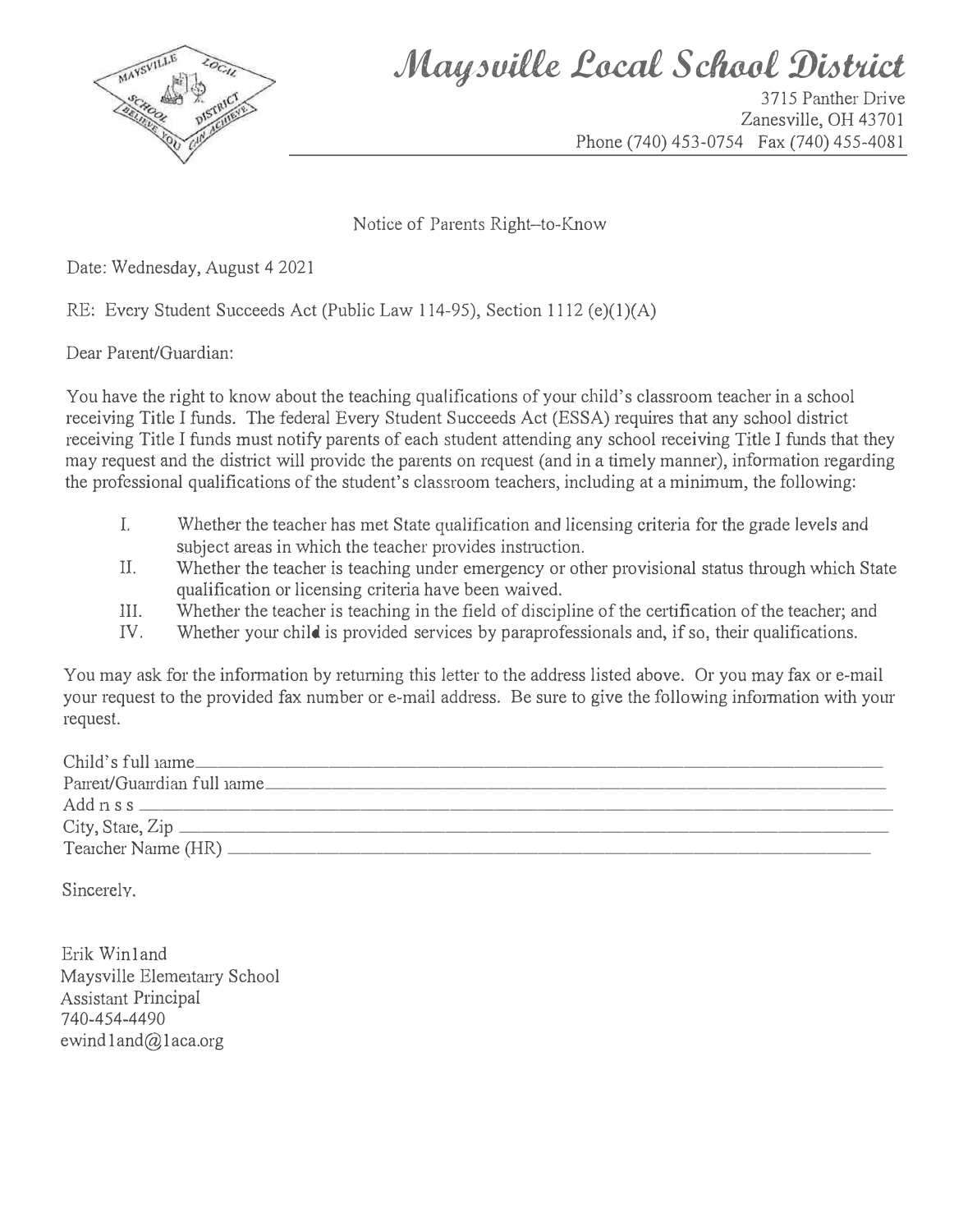# Maysville Local School District

3715 Panther Drive
Zanesville, OH 43701
Phone (740) 453-0754 Fax (740) 455-4081

Notice of Parents Right–to-Know

Date: Wednesday, August 4 2021

RE: Every Student Succeeds Act (Public Law 114-95), Section 1112 (e)(1)(A)

Dear Parent/Guardian:

You have the right to know about the teaching qualifications of your child's classroom teacher in a school receiving Title I funds. The federal Every Student Succeeds Act (ESSA) requires that any school district receiving Title I funds must notify parents of each student attending any school receiving Title I funds that they may request and the district will provide the parents on request (and in a timely manner), information regarding the professional qualifications of the student's classroom teachers, including at a minimum, the following:

I. Whether the teacher has met State qualification and licensing criteria for the grade levels and subject areas in which the teacher provides instruction.
II. Whether the teacher is teaching under emergency or other provisional status through which State qualification or licensing criteria have been waived.
III. Whether the teacher is teaching in the field of discipline of the certification of the teacher; and
IV. Whether your child is provided services by paraprofessionals and, if so, their qualifications.

You may ask for the information by returning this letter to the address listed above. Or you may fax or e-mail your request to the provided fax number or e-mail address. Be sure to give the following information with your request.

Child's full name\_\_\_\_\_\_\_\_\_\_\_\_\_\_\_\_\_\_\_\_\_\_\_\_\_\_\_\_\_\_\_\_\_\_\_\_\_\_\_\_
Parent/Guardian full name\_\_\_\_\_\_\_\_\_\_\_\_\_\_\_\_\_\_\_\_\_\_\_\_\_\_\_\_\_\_\_\_\_\_\_\_
Address \_\_\_\_\_\_\_\_\_\_\_\_\_\_\_\_\_\_\_\_\_\_\_\_\_\_\_\_\_\_\_\_\_\_\_\_\_\_\_\_\_\_\_\_\_\_
City, State, Zip \_\_\_\_\_\_\_\_\_\_\_\_\_\_\_\_\_\_\_\_\_\_\_\_\_\_\_\_\_\_\_\_\_\_\_\_\_\_\_\_\_\_
Teacher Name (HR) \_\_\_\_\_\_\_\_\_\_\_\_\_\_\_\_\_\_\_\_\_\_\_\_\_\_\_\_\_\_\_\_\_\_\_\_\_\_\_

Sincerely.

Erik Winland
Maysville Elementary School
Assistant Principal
740-454-4490
ewindland@laca.org